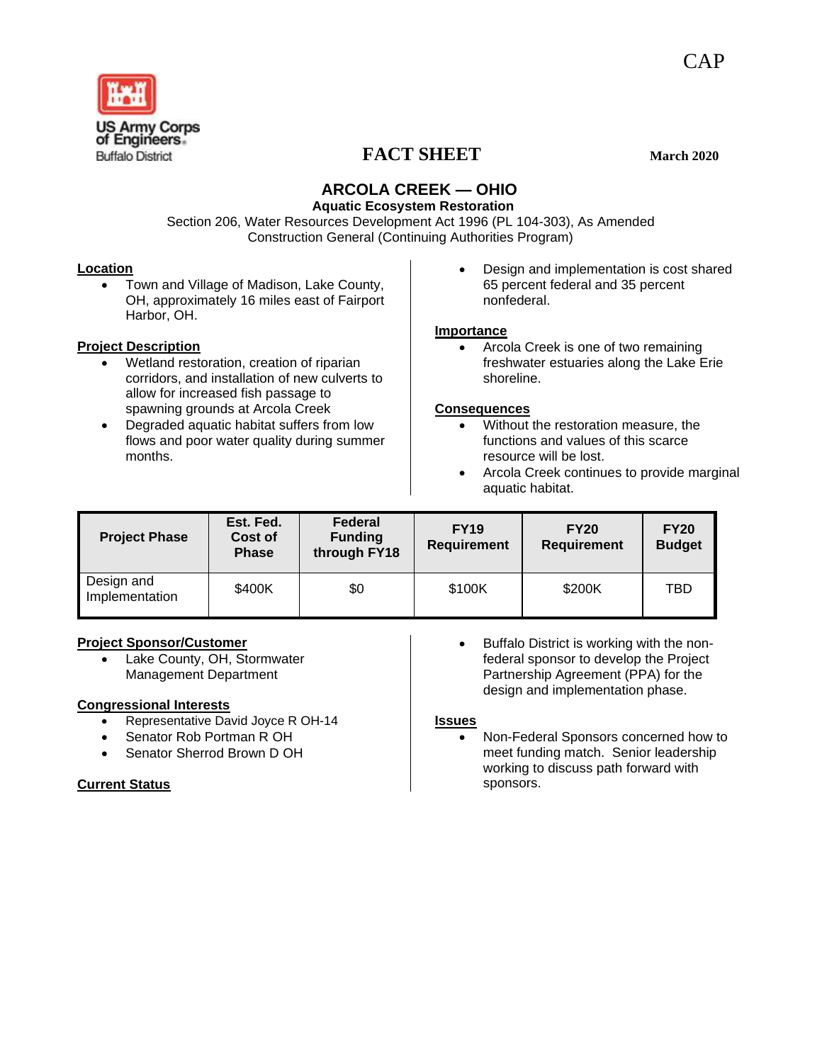CAP

US Army Corps of Engineers
Buffalo District

# FACT SHEET

March 2020

## ARCOLA CREEK — OHIO

**Aquatic Ecosystem Restoration**

Section 206, Water Resources Development Act 1996 (PL 104-303), As Amended
Construction General (Continuing Authorities Program)

**Location**

- Town and Village of Madison, Lake County, OH, approximately 16 miles east of Fairport Harbor, OH.

**Project Description**

- Wetland restoration, creation of riparian corridors, and installation of new culverts to allow for increased fish passage to spawning grounds at Arcola Creek
- Degraded aquatic habitat suffers from low flows and poor water quality during summer months.
- Design and implementation is cost shared 65 percent federal and 35 percent nonfederal.

**Importance**

- Arcola Creek is one of two remaining freshwater estuaries along the Lake Erie shoreline.

**Consequences**

- Without the restoration measure, the functions and values of this scarce resource will be lost.
- Arcola Creek continues to provide marginal aquatic habitat.

| Project Phase | Est. Fed. Cost of Phase | Federal Funding through FY18 | FY19 Requirement | FY20 Requirement | FY20 Budget |
|---|---|---|---|---|---|
| Design and Implementation | $400K | $0 | $100K | $200K | TBD |

**Project Sponsor/Customer**

- Lake County, OH, Stormwater Management Department

**Congressional Interests**

- Representative David Joyce R OH-14
- Senator Rob Portman R OH
- Senator Sherrod Brown D OH

**Current Status**

- Buffalo District is working with the non-federal sponsor to develop the Project Partnership Agreement (PPA) for the design and implementation phase.

**Issues**

- Non-Federal Sponsors concerned how to meet funding match. Senior leadership working to discuss path forward with sponsors.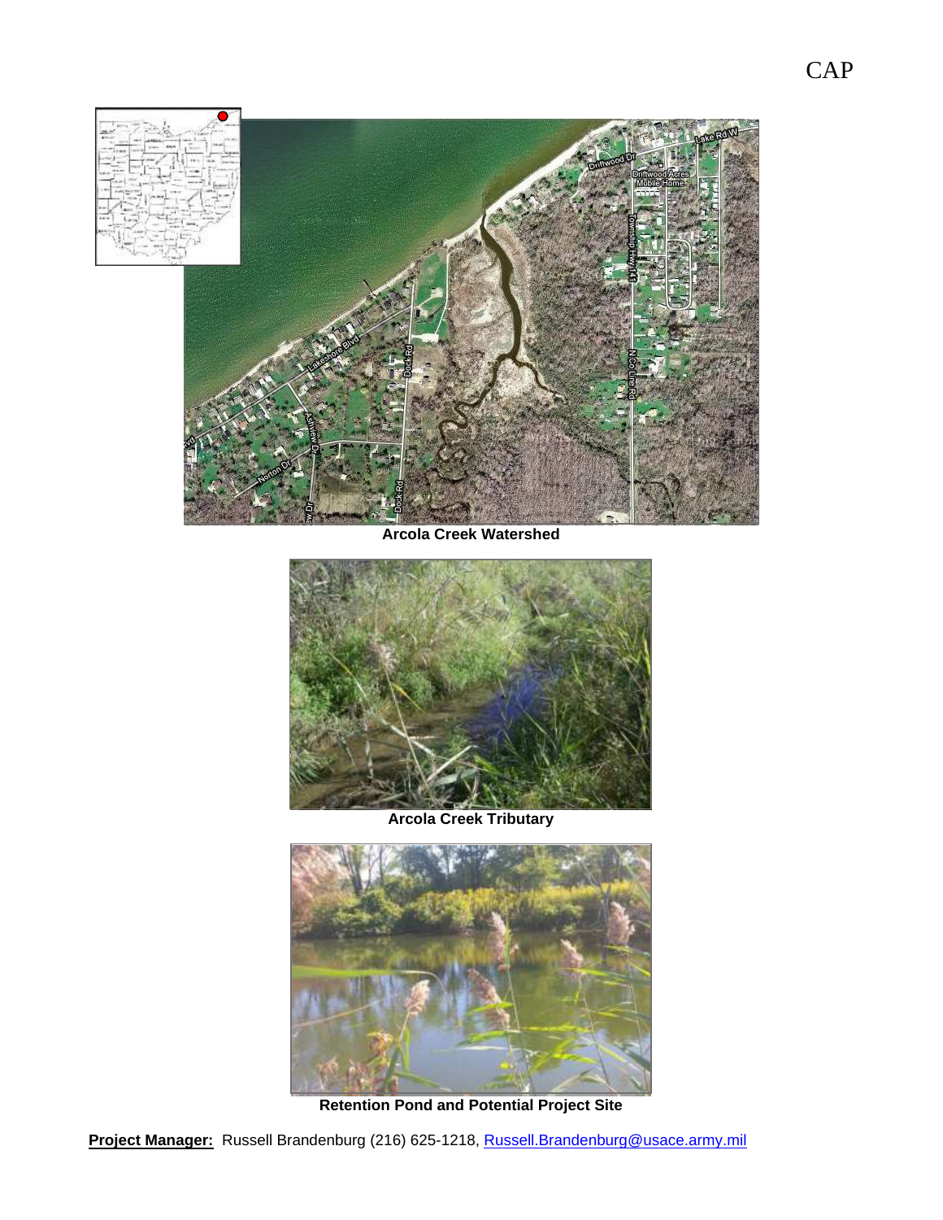Arcola Creek Watershed

Arcola Creek Tributary

Retention Pond and Potential Project Site

**Project Manager:** Russell Brandenburg (216) 625-1218, Russell.Brandenburg@usace.army.mil